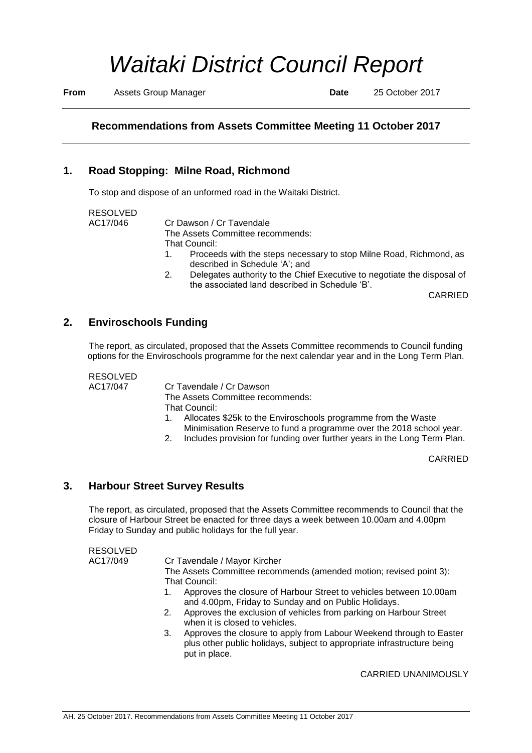# *Waitaki District Council Report*

**From** Assets Group Manager **Date** 25 October 2017

---

### Recommendations from Assets Committee Meeting 11 October 2017

---

## 1. Road Stopping: Milne Road, Richmond

To stop and dispose of an unformed road in the Waitaki District.

RESOLVED
AC17/046

Cr Dawson / Cr Tavendale
The Assets Committee recommends:
That Council:

1. Proceeds with the steps necessary to stop Milne Road, Richmond, as described in Schedule 'A'; and
2. Delegates authority to the Chief Executive to negotiate the disposal of the associated land described in Schedule 'B'.

CARRIED

## 2. Enviroschools Funding

The report, as circulated, proposed that the Assets Committee recommends to Council funding options for the Enviroschools programme for the next calendar year and in the Long Term Plan.

RESOLVED
AC17/047

Cr Tavendale / Cr Dawson
The Assets Committee recommends:
That Council:

1. Allocates $25k to the Enviroschools programme from the Waste Minimisation Reserve to fund a programme over the 2018 school year.
2. Includes provision for funding over further years in the Long Term Plan.

CARRIED

## 3. Harbour Street Survey Results

The report, as circulated, proposed that the Assets Committee recommends to Council that the closure of Harbour Street be enacted for three days a week between 10.00am and 4.00pm Friday to Sunday and public holidays for the full year.

RESOLVED
AC17/049

Cr Tavendale / Mayor Kircher
The Assets Committee recommends (amended motion; revised point 3):
That Council:

1. Approves the closure of Harbour Street to vehicles between 10.00am and 4.00pm, Friday to Sunday and on Public Holidays.
2. Approves the exclusion of vehicles from parking on Harbour Street when it is closed to vehicles.
3. Approves the closure to apply from Labour Weekend through to Easter plus other public holidays, subject to appropriate infrastructure being put in place.

CARRIED UNANIMOUSLY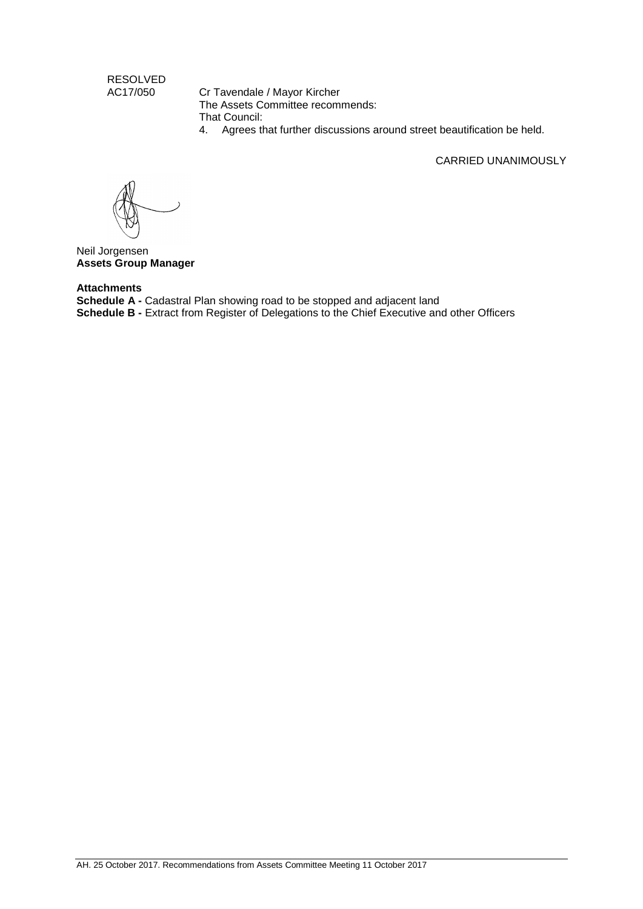RESOLVED
AC17/050 Cr Tavendale / Mayor Kircher
The Assets Committee recommends:
That Council:

4. Agrees that further discussions around street beautification be held.

CARRIED UNANIMOUSLY

Neil Jorgensen
**Assets Group Manager**

**Attachments**
**Schedule A -** Cadastral Plan showing road to be stopped and adjacent land
**Schedule B -** Extract from Register of Delegations to the Chief Executive and other Officers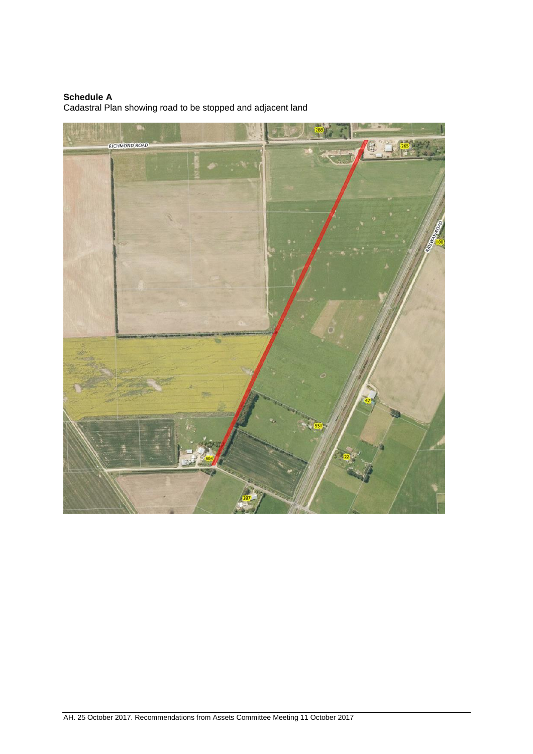**Schedule A**

Cadastral Plan showing road to be stopped and adjacent land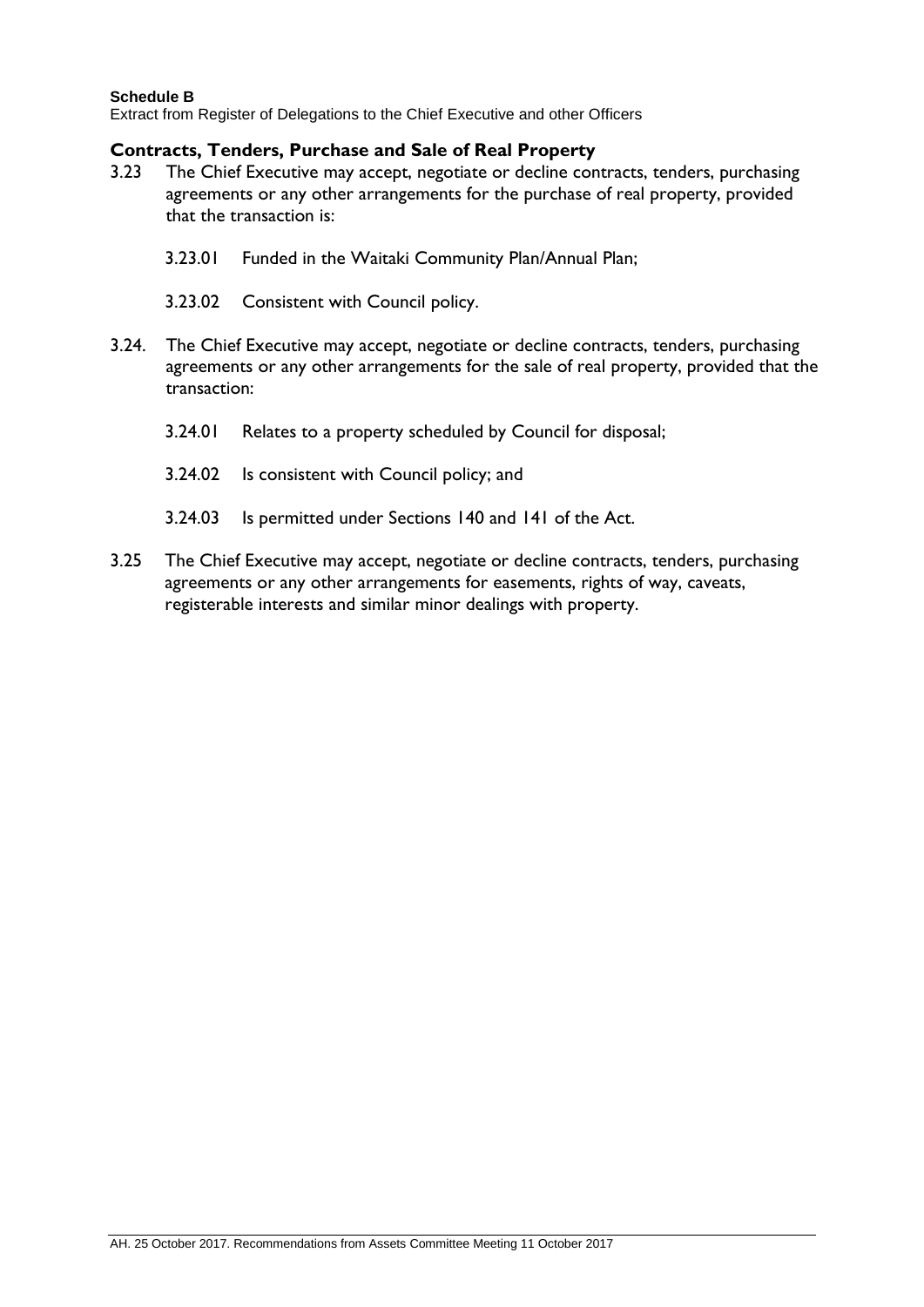**Schedule B**

Extract from Register of Delegations to the Chief Executive and other Officers

## Contracts, Tenders, Purchase and Sale of Real Property

3.23 The Chief Executive may accept, negotiate or decline contracts, tenders, purchasing agreements or any other arrangements for the purchase of real property, provided that the transaction is:

- 3.23.01 Funded in the Waitaki Community Plan/Annual Plan;
- 3.23.02 Consistent with Council policy.

3.24. The Chief Executive may accept, negotiate or decline contracts, tenders, purchasing agreements or any other arrangements for the sale of real property, provided that the transaction:

- 3.24.01 Relates to a property scheduled by Council for disposal;
- 3.24.02 Is consistent with Council policy; and
- 3.24.03 Is permitted under Sections 140 and 141 of the Act.

3.25 The Chief Executive may accept, negotiate or decline contracts, tenders, purchasing agreements or any other arrangements for easements, rights of way, caveats, registerable interests and similar minor dealings with property.